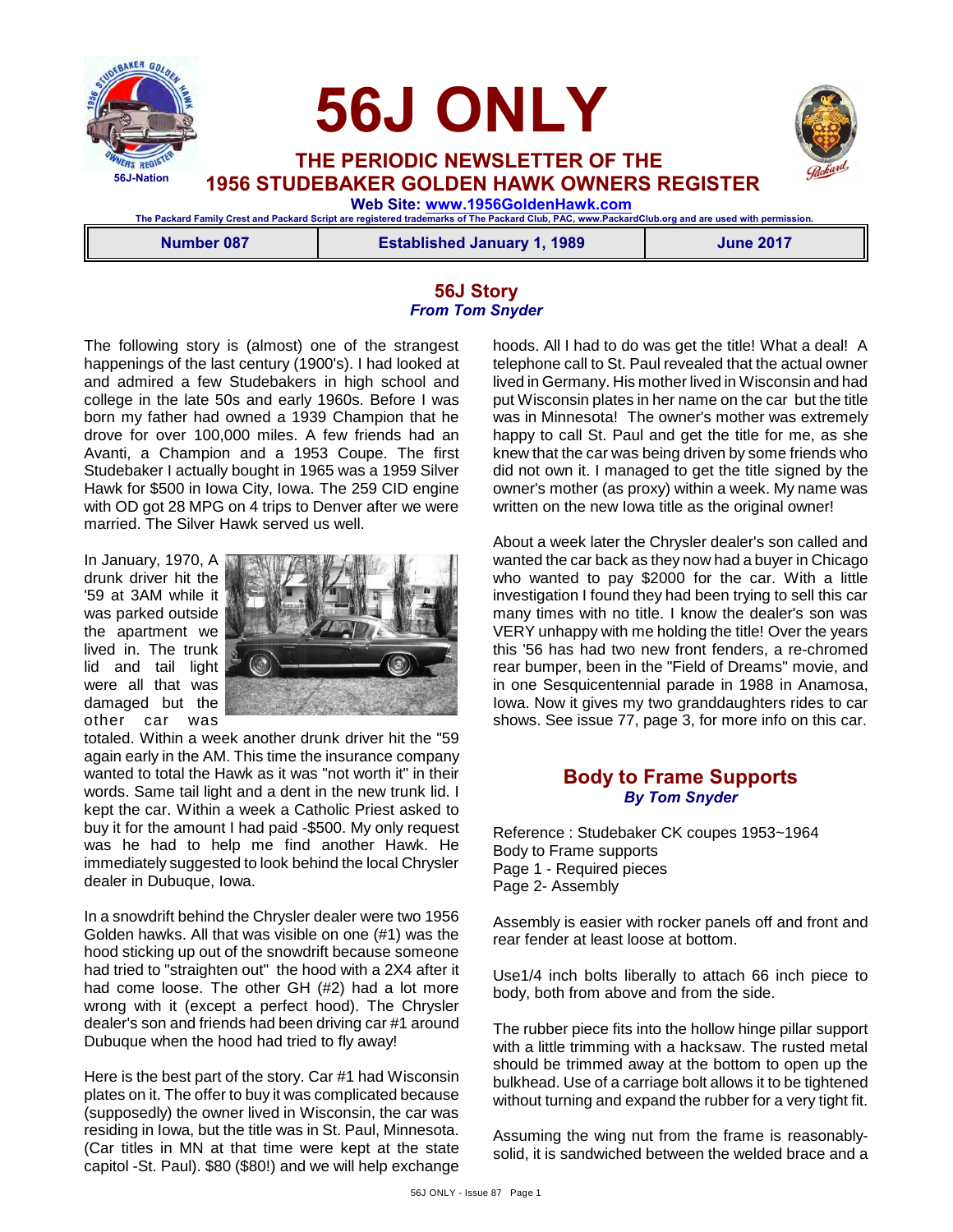# 56J ONLY

## THE PERIODIC NEWSLETTER OF THE 1956 STUDEBAKER GOLDEN HAWK OWNERS REGISTER

**Web Site: www.1956GoldenHawk.com**

The Packard Family Crest and Packard Script are registered trademarks of The Packard Club, PAC, www.PackardClub.org and are used with permission.

| Number 087 | Established January 1, 1989 | June 2017 |
|---|---|---|

## 56J Story

*From Tom Snyder*

The following story is (almost) one of the strangest happenings of the last century (1900's). I had looked at and admired a few Studebakers in high school and college in the late 50s and early 1960s. Before I was born my father had owned a 1939 Champion that he drove for over 100,000 miles. A few friends had an Avanti, a Champion and a 1953 Coupe. The first Studebaker I actually bought in 1965 was a 1959 Silver Hawk for $500 in Iowa City, Iowa. The 259 CID engine with OD got 28 MPG on 4 trips to Denver after we were married. The Silver Hawk served us well.

In January, 1970, A drunk driver hit the '59 at 3AM while it was parked outside the apartment we lived in. The trunk lid and tail light were all that was damaged but the other car was totaled. Within a week another drunk driver hit the "59 again early in the AM. This time the insurance company wanted to total the Hawk as it was "not worth it" in their words. Same tail light and a dent in the new trunk lid. I kept the car. Within a week a Catholic Priest asked to buy it for the amount I had paid -$500. My only request was he had to help me find another Hawk. He immediately suggested to look behind the local Chrysler dealer in Dubuque, Iowa.

In a snowdrift behind the Chrysler dealer were two 1956 Golden hawks. All that was visible on one (#1) was the hood sticking up out of the snowdrift because someone had tried to "straighten out" the hood with a 2X4 after it had come loose. The other GH (#2) had a lot more wrong with it (except a perfect hood). The Chrysler dealer's son and friends had been driving car #1 around Dubuque when the hood had tried to fly away!

Here is the best part of the story. Car #1 had Wisconsin plates on it. The offer to buy it was complicated because (supposedly) the owner lived in Wisconsin, the car was residing in Iowa, but the title was in St. Paul, Minnesota. (Car titles in MN at that time were kept at the state capitol -St. Paul). $80 ($80!) and we will help exchange hoods. All I had to do was get the title! What a deal! A telephone call to St. Paul revealed that the actual owner lived in Germany. His mother lived in Wisconsin and had put Wisconsin plates in her name on the car but the title was in Minnesota! The owner's mother was extremely happy to call St. Paul and get the title for me, as she knew that the car was being driven by some friends who did not own it. I managed to get the title signed by the owner's mother (as proxy) within a week. My name was written on the new Iowa title as the original owner!

About a week later the Chrysler dealer's son called and wanted the car back as they now had a buyer in Chicago who wanted to pay $2000 for the car. With a little investigation I found they had been trying to sell this car many times with no title. I know the dealer's son was VERY unhappy with me holding the title! Over the years this '56 has had two new front fenders, a re-chromed rear bumper, been in the "Field of Dreams" movie, and in one Sesquicentennial parade in 1988 in Anamosa, Iowa. Now it gives my two granddaughters rides to car shows. See issue 77, page 3, for more info on this car.

## Body to Frame Supports

*By Tom Snyder*

Reference : Studebaker CK coupes 1953~1964
Body to Frame supports
Page 1 - Required pieces
Page 2- Assembly

Assembly is easier with rocker panels off and front and rear fender at least loose at bottom.

Use1/4 inch bolts liberally to attach 66 inch piece to body, both from above and from the side.

The rubber piece fits into the hollow hinge pillar support with a little trimming with a hacksaw. The rusted metal should be trimmed away at the bottom to open up the bulkhead. Use of a carriage bolt allows it to be tightened without turning and expand the rubber for a very tight fit.

Assuming the wing nut from the frame is reasonably-solid, it is sandwiched between the welded brace and a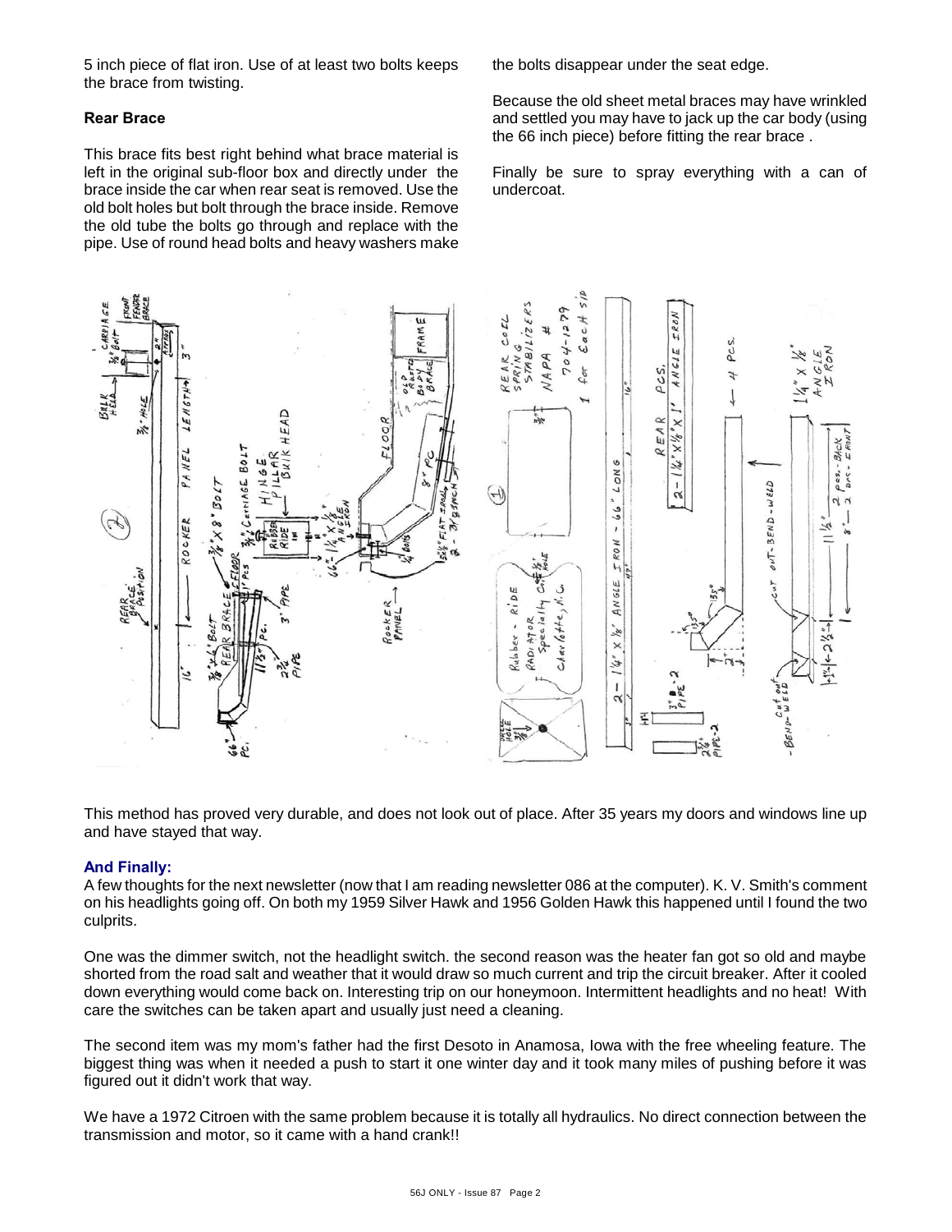5 inch piece of flat iron. Use of at least two bolts keeps the brace from twisting.

**Rear Brace**

This brace fits best right behind what brace material is left in the original sub-floor box and directly under the brace inside the car when rear seat is removed. Use the old bolt holes but bolt through the brace inside. Remove the old tube the bolts go through and replace with the pipe. Use of round head bolts and heavy washers make the bolts disappear under the seat edge.

Because the old sheet metal braces may have wrinkled and settled you may have to jack up the car body (using the 66 inch piece) before fitting the rear brace .

Finally be sure to spray everything with a can of undercoat.

This method has proved very durable, and does not look out of place. After 35 years my doors and windows line up and have stayed that way.

### And Finally:

A few thoughts for the next newsletter (now that I am reading newsletter 086 at the computer). K. V. Smith's comment on his headlights going off. On both my 1959 Silver Hawk and 1956 Golden Hawk this happened until I found the two culprits.

One was the dimmer switch, not the headlight switch. the second reason was the heater fan got so old and maybe shorted from the road salt and weather that it would draw so much current and trip the circuit breaker. After it cooled down everything would come back on. Interesting trip on our honeymoon. Intermittent headlights and no heat! With care the switches can be taken apart and usually just need a cleaning.

The second item was my mom's father had the first Desoto in Anamosa, Iowa with the free wheeling feature. The biggest thing was when it needed a push to start it one winter day and it took many miles of pushing before it was figured out it didn't work that way.

We have a 1972 Citroen with the same problem because it is totally all hydraulics. No direct connection between the transmission and motor, so it came with a hand crank!!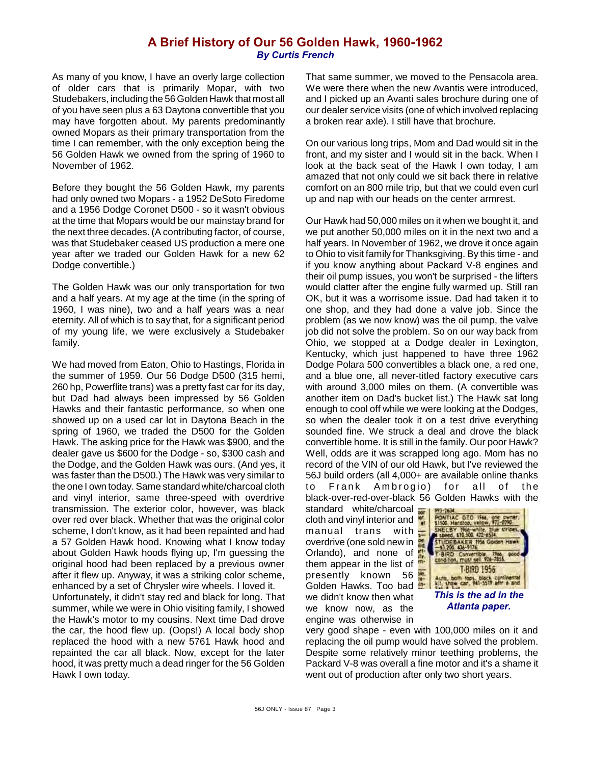## A Brief History of Our 56 Golden Hawk, 1960-1962

***By Curtis French***

As many of you know, I have an overly large collection of older cars that is primarily Mopar, with two Studebakers, including the 56 Golden Hawk that most all of you have seen plus a 63 Daytona convertible that you may have forgotten about. My parents predominantly owned Mopars as their primary transportation from the time I can remember, with the only exception being the 56 Golden Hawk we owned from the spring of 1960 to November of 1962.

Before they bought the 56 Golden Hawk, my parents had only owned two Mopars - a 1952 DeSoto Firedome and a 1956 Dodge Coronet D500 - so it wasn't obvious at the time that Mopars would be our mainstay brand for the next three decades. (A contributing factor, of course, was that Studebaker ceased US production a mere one year after we traded our Golden Hawk for a new 62 Dodge convertible.)

The Golden Hawk was our only transportation for two and a half years. At my age at the time (in the spring of 1960, I was nine), two and a half years was a near eternity. All of which is to say that, for a significant period of my young life, we were exclusively a Studebaker family.

We had moved from Eaton, Ohio to Hastings, Florida in the summer of 1959. Our 56 Dodge D500 (315 hemi, 260 hp, Powerflite trans) was a pretty fast car for its day, but Dad had always been impressed by 56 Golden Hawks and their fantastic performance, so when one showed up on a used car lot in Daytona Beach in the spring of 1960, we traded the D500 for the Golden Hawk. The asking price for the Hawk was $900, and the dealer gave us $600 for the Dodge - so, $300 cash and the Dodge, and the Golden Hawk was ours. (And yes, it was faster than the D500.) The Hawk was very similar to the one I own today. Same standard white/charcoal cloth and vinyl interior, same three-speed with overdrive transmission. The exterior color, however, was black over red over black. Whether that was the original color scheme, I don't know, as it had been repainted and had a 57 Golden Hawk hood. Knowing what I know today about Golden Hawk hoods flying up, I'm guessing the original hood had been replaced by a previous owner after it flew up. Anyway, it was a striking color scheme, enhanced by a set of Chrysler wire wheels. I loved it.

Unfortunately, it didn't stay red and black for long. That summer, while we were in Ohio visiting family, I showed the Hawk's motor to my cousins. Next time Dad drove the car, the hood flew up. (Oops!) A local body shop replaced the hood with a new 5761 Hawk hood and repainted the car all black. Now, except for the later hood, it was pretty much a dead ringer for the 56 Golden Hawk I own today.

That same summer, we moved to the Pensacola area. We were there when the new Avantis were introduced, and I picked up an Avanti sales brochure during one of our dealer service visits (one of which involved replacing a broken rear axle). I still have that brochure.

On our various long trips, Mom and Dad would sit in the front, and my sister and I would sit in the back. When I look at the back seat of the Hawk I own today, I am amazed that not only could we sit back there in relative comfort on an 800 mile trip, but that we could even curl up and nap with our heads on the center armrest.

Our Hawk had 50,000 miles on it when we bought it, and we put another 50,000 miles on it in the next two and a half years. In November of 1962, we drove it once again to Ohio to visit family for Thanksgiving. By this time - and if you know anything about Packard V-8 engines and their oil pump issues, you won't be surprised - the lifters would clatter after the engine fully warmed up. Still ran OK, but it was a worrisome issue. Dad had taken it to one shop, and they had done a valve job. Since the problem (as we now know) was the oil pump, the valve job did not solve the problem. So on our way back from Ohio, we stopped at a Dodge dealer in Lexington, Kentucky, which just happened to have three 1962 Dodge Polara 500 convertibles a black one, a red one, and a blue one, all never-titled factory executive cars with around 3,000 miles on them. (A convertible was another item on Dad's bucket list.) The Hawk sat long enough to cool off while we were looking at the Dodges, so when the dealer took it on a test drive everything sounded fine. We struck a deal and drove the black convertible home. It is still in the family. Our poor Hawk? Well, odds are it was scrapped long ago. Mom has no record of the VIN of our old Hawk, but I've reviewed the 56J build orders (all 4,000+ are available online thanks to Frank Ambrogio) for all of the black-over-red-over-black 56 Golden Hawks with the standard white/charcoal cloth and vinyl interior and manual trans with overdrive (one sold new in Orlando), and none of them appear in the list of presently known 56 Golden Hawks. Too bad we didn't know then what we know now, as the engine was otherwise in very good shape - even with 100,000 miles on it and replacing the oil pump would have solved the problem. Despite some relatively minor teething problems, the Packard V-8 was overall a fine motor and it's a shame it went out of production after only two short years.

993-2634

PONTIAC GTO 1966, one owner, $1500. Hardtop, yellow, 972-0290.

SHELBY 1966-white, blue stripes, 4 speed, $10,500. 422-6534.

STUDEBAKER 1956 Golden Hawk —$3,200. 436-9176.

T-BIRD Convertible, 1966, good condition, must sell. 926-7855.

T-BIRD 1956

Auto., both tops, black, continental kit, show car, 941-5519 aftr 6 and

***This is the ad in the Atlanta paper.***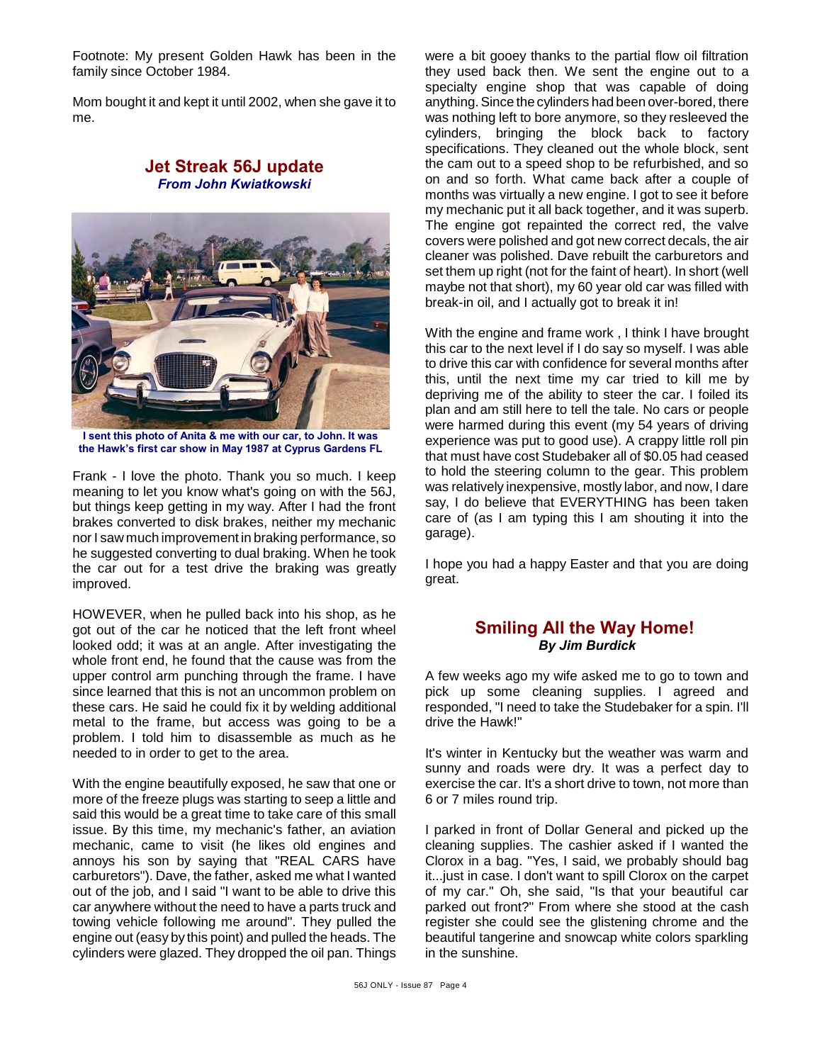Footnote: My present Golden Hawk has been in the family since October 1984.

Mom bought it and kept it until 2002, when she gave it to me.

## Jet Streak 56J update

***From John Kwiatkowski***

**I sent this photo of Anita & me with our car, to John. It was the Hawk's first car show in May 1987 at Cyprus Gardens FL**

Frank - I love the photo. Thank you so much. I keep meaning to let you know what's going on with the 56J, but things keep getting in my way. After I had the front brakes converted to disk brakes, neither my mechanic nor I saw much improvement in braking performance, so he suggested converting to dual braking. When he took the car out for a test drive the braking was greatly improved.

HOWEVER, when he pulled back into his shop, as he got out of the car he noticed that the left front wheel looked odd; it was at an angle. After investigating the whole front end, he found that the cause was from the upper control arm punching through the frame. I have since learned that this is not an uncommon problem on these cars. He said he could fix it by welding additional metal to the frame, but access was going to be a problem. I told him to disassemble as much as he needed to in order to get to the area.

With the engine beautifully exposed, he saw that one or more of the freeze plugs was starting to seep a little and said this would be a great time to take care of this small issue. By this time, my mechanic's father, an aviation mechanic, came to visit (he likes old engines and annoys his son by saying that "REAL CARS have carburetors"). Dave, the father, asked me what I wanted out of the job, and I said "I want to be able to drive this car anywhere without the need to have a parts truck and towing vehicle following me around". They pulled the engine out (easy by this point) and pulled the heads. The cylinders were glazed. They dropped the oil pan. Things were a bit gooey thanks to the partial flow oil filtration they used back then. We sent the engine out to a specialty engine shop that was capable of doing anything. Since the cylinders had been over-bored, there was nothing left to bore anymore, so they resleeved the cylinders, bringing the block back to factory specifications. They cleaned out the whole block, sent the cam out to a speed shop to be refurbished, and so on and so forth. What came back after a couple of months was virtually a new engine. I got to see it before my mechanic put it all back together, and it was superb. The engine got repainted the correct red, the valve covers were polished and got new correct decals, the air cleaner was polished. Dave rebuilt the carburetors and set them up right (not for the faint of heart). In short (well maybe not that short), my 60 year old car was filled with break-in oil, and I actually got to break it in!

With the engine and frame work , I think I have brought this car to the next level if I do say so myself. I was able to drive this car with confidence for several months after this, until the next time my car tried to kill me by depriving me of the ability to steer the car. I foiled its plan and am still here to tell the tale. No cars or people were harmed during this event (my 54 years of driving experience was put to good use). A crappy little roll pin that must have cost Studebaker all of $0.05 had ceased to hold the steering column to the gear. This problem was relatively inexpensive, mostly labor, and now, I dare say, I do believe that EVERYTHING has been taken care of (as I am typing this I am shouting it into the garage).

I hope you had a happy Easter and that you are doing great.

## Smiling All the Way Home!

***By Jim Burdick***

A few weeks ago my wife asked me to go to town and pick up some cleaning supplies. I agreed and responded, "I need to take the Studebaker for a spin. I'll drive the Hawk!"

It's winter in Kentucky but the weather was warm and sunny and roads were dry. It was a perfect day to exercise the car. It's a short drive to town, not more than 6 or 7 miles round trip.

I parked in front of Dollar General and picked up the cleaning supplies. The cashier asked if I wanted the Clorox in a bag. "Yes, I said, we probably should bag it...just in case. I don't want to spill Clorox on the carpet of my car." Oh, she said, "Is that your beautiful car parked out front?" From where she stood at the cash register she could see the glistening chrome and the beautiful tangerine and snowcap white colors sparkling in the sunshine.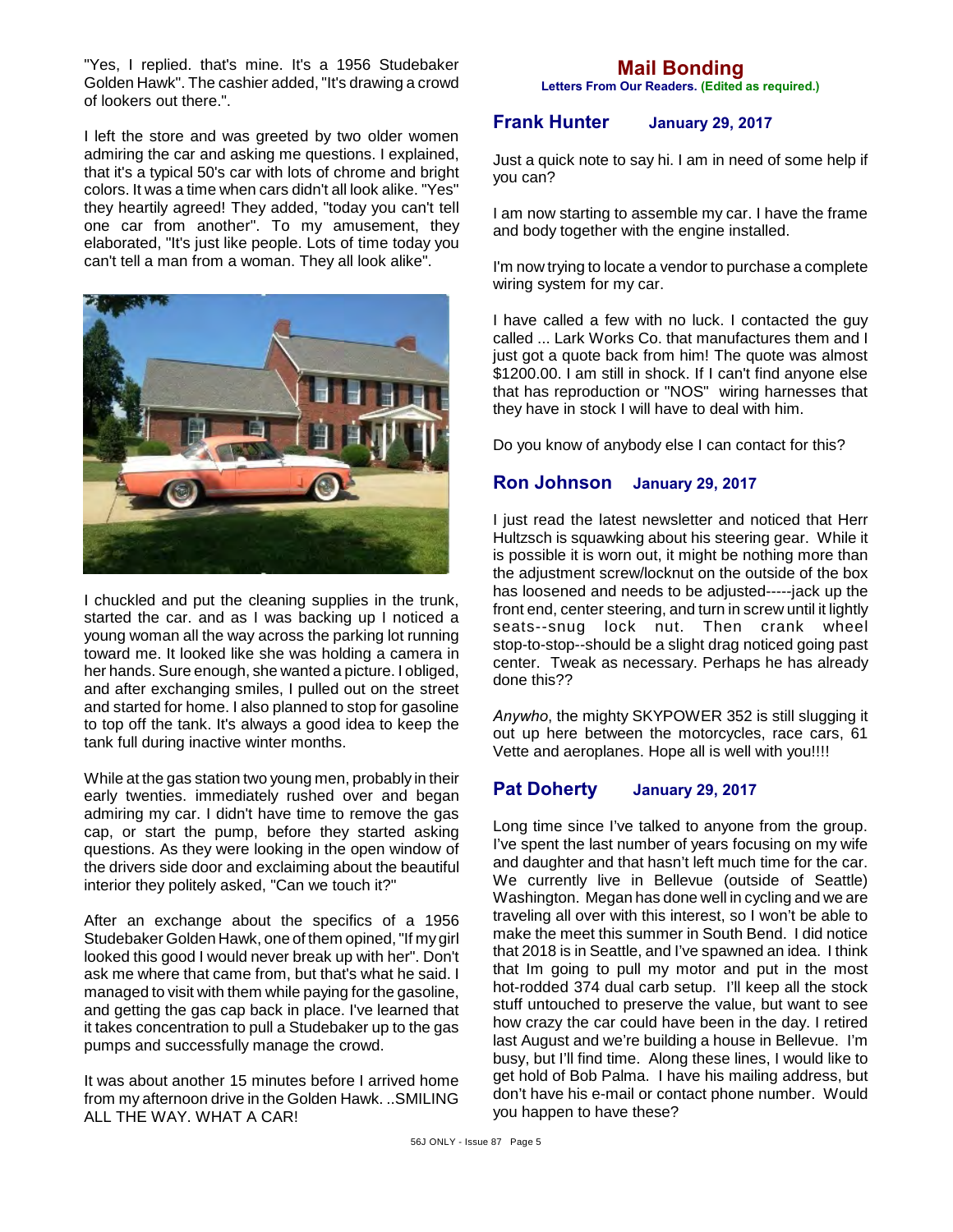"Yes, I replied. that's mine. It's a 1956 Studebaker Golden Hawk". The cashier added, "It's drawing a crowd of lookers out there.".

I left the store and was greeted by two older women admiring the car and asking me questions. I explained, that it's a typical 50's car with lots of chrome and bright colors. It was a time when cars didn't all look alike. "Yes" they heartily agreed! They added, "today you can't tell one car from another". To my amusement, they elaborated, "It's just like people. Lots of time today you can't tell a man from a woman. They all look alike".

I chuckled and put the cleaning supplies in the trunk, started the car. and as I was backing up I noticed a young woman all the way across the parking lot running toward me. It looked like she was holding a camera in her hands. Sure enough, she wanted a picture. I obliged, and after exchanging smiles, I pulled out on the street and started for home. I also planned to stop for gasoline to top off the tank. It's always a good idea to keep the tank full during inactive winter months.

While at the gas station two young men, probably in their early twenties. immediately rushed over and began admiring my car. I didn't have time to remove the gas cap, or start the pump, before they started asking questions. As they were looking in the open window of the drivers side door and exclaiming about the beautiful interior they politely asked, "Can we touch it?"

After an exchange about the specifics of a 1956 Studebaker Golden Hawk, one of them opined, "If my girl looked this good I would never break up with her". Don't ask me where that came from, but that's what he said. I managed to visit with them while paying for the gasoline, and getting the gas cap back in place. I've learned that it takes concentration to pull a Studebaker up to the gas pumps and successfully manage the crowd.

It was about another 15 minutes before I arrived home from my afternoon drive in the Golden Hawk. ..SMILING ALL THE WAY. WHAT A CAR!

# Mail Bonding

**Letters From Our Readers. (Edited as required.)**

## Frank Hunter — January 29, 2017

Just a quick note to say hi. I am in need of some help if you can?

I am now starting to assemble my car. I have the frame and body together with the engine installed.

I'm now trying to locate a vendor to purchase a complete wiring system for my car.

I have called a few with no luck. I contacted the guy called ... Lark Works Co. that manufactures them and I just got a quote back from him! The quote was almost $1200.00. I am still in shock. If I can't find anyone else that has reproduction or "NOS" wiring harnesses that they have in stock I will have to deal with him.

Do you know of anybody else I can contact for this?

## Ron Johnson — January 29, 2017

I just read the latest newsletter and noticed that Herr Hultzsch is squawking about his steering gear. While it is possible it is worn out, it might be nothing more than the adjustment screw/locknut on the outside of the box has loosened and needs to be adjusted-----jack up the front end, center steering, and turn in screw until it lightly seats--snug lock nut. Then crank wheel stop-to-stop--should be a slight drag noticed going past center. Tweak as necessary. Perhaps he has already done this??

*Anywho*, the mighty SKYPOWER 352 is still slugging it out up here between the motorcycles, race cars, 61 Vette and aeroplanes. Hope all is well with you!!!!

## Pat Doherty — January 29, 2017

Long time since I've talked to anyone from the group. I've spent the last number of years focusing on my wife and daughter and that hasn't left much time for the car. We currently live in Bellevue (outside of Seattle) Washington. Megan has done well in cycling and we are traveling all over with this interest, so I won't be able to make the meet this summer in South Bend. I did notice that 2018 is in Seattle, and I've spawned an idea. I think that Im going to pull my motor and put in the most hot-rodded 374 dual carb setup. I'll keep all the stock stuff untouched to preserve the value, but want to see how crazy the car could have been in the day. I retired last August and we're building a house in Bellevue. I'm busy, but I'll find time. Along these lines, I would like to get hold of Bob Palma. I have his mailing address, but don't have his e-mail or contact phone number. Would you happen to have these?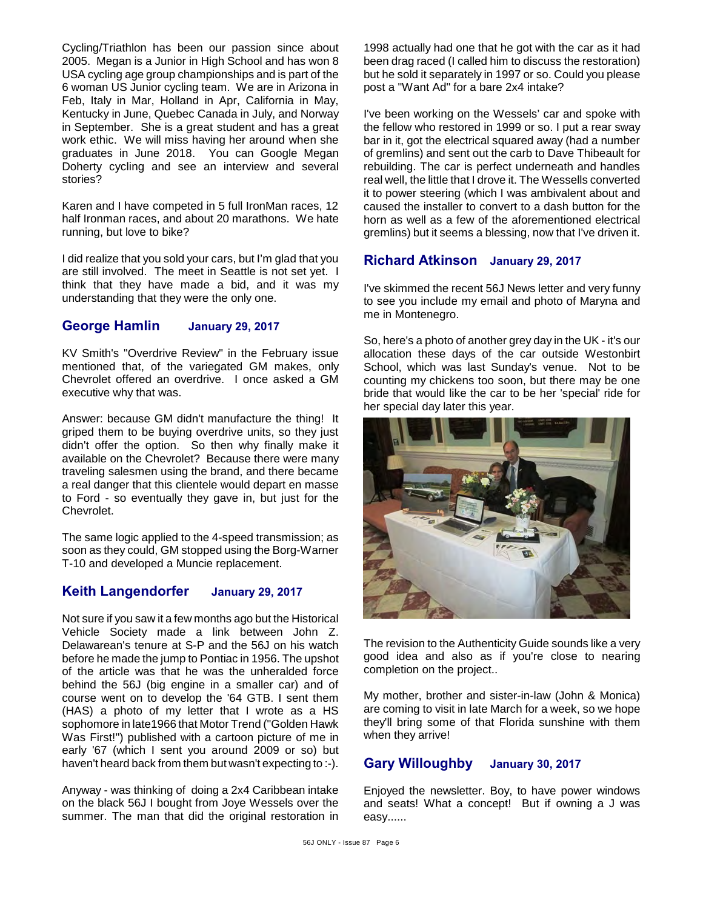Cycling/Triathlon has been our passion since about 2005. Megan is a Junior in High School and has won 8 USA cycling age group championships and is part of the 6 woman US Junior cycling team. We are in Arizona in Feb, Italy in Mar, Holland in Apr, California in May, Kentucky in June, Quebec Canada in July, and Norway in September. She is a great student and has a great work ethic. We will miss having her around when she graduates in June 2018. You can Google Megan Doherty cycling and see an interview and several stories?

Karen and I have competed in 5 full IronMan races, 12 half Ironman races, and about 20 marathons. We hate running, but love to bike?

I did realize that you sold your cars, but I'm glad that you are still involved. The meet in Seattle is not set yet. I think that they have made a bid, and it was my understanding that they were the only one.

## George Hamlin    January 29, 2017

KV Smith's "Overdrive Review" in the February issue mentioned that, of the variegated GM makes, only Chevrolet offered an overdrive. I once asked a GM executive why that was.

Answer: because GM didn't manufacture the thing! It griped them to be buying overdrive units, so they just didn't offer the option. So then why finally make it available on the Chevrolet? Because there were many traveling salesmen using the brand, and there became a real danger that this clientele would depart en masse to Ford - so eventually they gave in, but just for the Chevrolet.

The same logic applied to the 4-speed transmission; as soon as they could, GM stopped using the Borg-Warner T-10 and developed a Muncie replacement.

## Keith Langendorfer    January 29, 2017

Not sure if you saw it a few months ago but the Historical Vehicle Society made a link between John Z. Delawarean's tenure at S-P and the 56J on his watch before he made the jump to Pontiac in 1956. The upshot of the article was that he was the unheralded force behind the 56J (big engine in a smaller car) and of course went on to develop the '64 GTB. I sent them (HAS) a photo of my letter that I wrote as a HS sophomore in late1966 that Motor Trend ("Golden Hawk Was First!") published with a cartoon picture of me in early '67 (which I sent you around 2009 or so) but haven't heard back from them but wasn't expecting to :-).

Anyway - was thinking of doing a 2x4 Caribbean intake on the black 56J I bought from Joye Wessels over the summer. The man that did the original restoration in 1998 actually had one that he got with the car as it had been drag raced (I called him to discuss the restoration) but he sold it separately in 1997 or so. Could you please post a "Want Ad" for a bare 2x4 intake?

I've been working on the Wessels' car and spoke with the fellow who restored in 1999 or so. I put a rear sway bar in it, got the electrical squared away (had a number of gremlins) and sent out the carb to Dave Thibeault for rebuilding. The car is perfect underneath and handles real well, the little that I drove it. The Wessells converted it to power steering (which I was ambivalent about and caused the installer to convert to a dash button for the horn as well as a few of the aforementioned electrical gremlins) but it seems a blessing, now that I've driven it.

## Richard Atkinson    January 29, 2017

I've skimmed the recent 56J News letter and very funny to see you include my email and photo of Maryna and me in Montenegro.

So, here's a photo of another grey day in the UK - it's our allocation these days of the car outside Westonbirt School, which was last Sunday's venue. Not to be counting my chickens too soon, but there may be one bride that would like the car to be her 'special' ride for her special day later this year.

The revision to the Authenticity Guide sounds like a very good idea and also as if you're close to nearing completion on the project..

My mother, brother and sister-in-law (John & Monica) are coming to visit in late March for a week, so we hope they'll bring some of that Florida sunshine with them when they arrive!

## Gary Willoughby    January 30, 2017

Enjoyed the newsletter. Boy, to have power windows and seats! What a concept! But if owning a J was easy......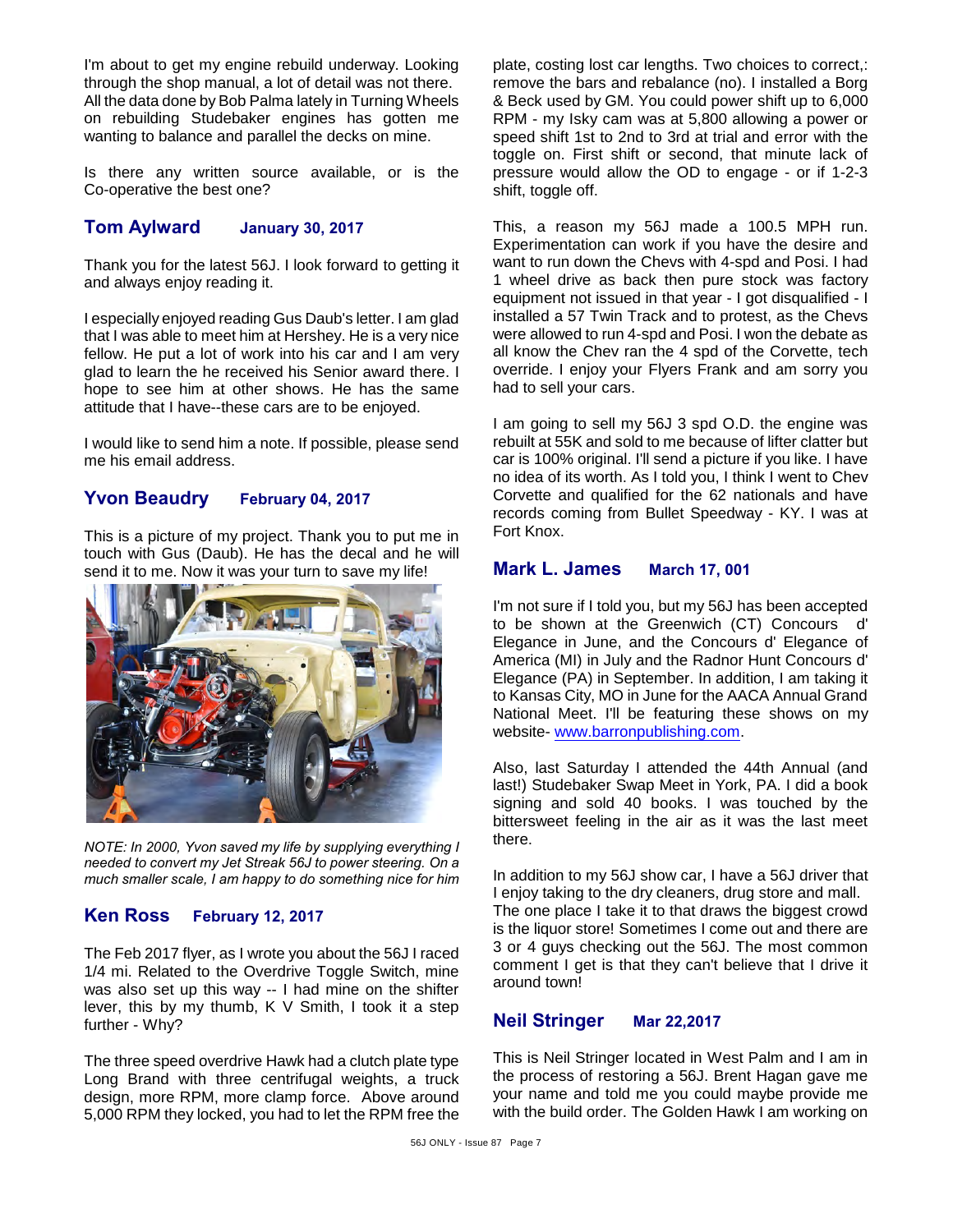I'm about to get my engine rebuild underway. Looking through the shop manual, a lot of detail was not there. All the data done by Bob Palma lately in Turning Wheels on rebuilding Studebaker engines has gotten me wanting to balance and parallel the decks on mine.

Is there any written source available, or is the Co-operative the best one?

## Tom Aylward — January 30, 2017

Thank you for the latest 56J. I look forward to getting it and always enjoy reading it.

I especially enjoyed reading Gus Daub's letter. I am glad that I was able to meet him at Hershey. He is a very nice fellow. He put a lot of work into his car and I am very glad to learn the he received his Senior award there. I hope to see him at other shows. He has the same attitude that I have--these cars are to be enjoyed.

I would like to send him a note. If possible, please send me his email address.

## Yvon Beaudry — February 04, 2017

This is a picture of my project. Thank you to put me in touch with Gus (Daub). He has the decal and he will send it to me. Now it was your turn to save my life!

*NOTE: In 2000, Yvon saved my life by supplying everything I needed to convert my Jet Streak 56J to power steering. On a much smaller scale, I am happy to do something nice for him*

## Ken Ross — February 12, 2017

The Feb 2017 flyer, as I wrote you about the 56J I raced 1/4 mi. Related to the Overdrive Toggle Switch, mine was also set up this way -- I had mine on the shifter lever, this by my thumb, K V Smith, I took it a step further - Why?

The three speed overdrive Hawk had a clutch plate type Long Brand with three centrifugal weights, a truck design, more RPM, more clamp force. Above around 5,000 RPM they locked, you had to let the RPM free the plate, costing lost car lengths. Two choices to correct,: remove the bars and rebalance (no). I installed a Borg & Beck used by GM. You could power shift up to 6,000 RPM - my Isky cam was at 5,800 allowing a power or speed shift 1st to 2nd to 3rd at trial and error with the toggle on. First shift or second, that minute lack of pressure would allow the OD to engage - or if 1-2-3 shift, toggle off.

This, a reason my 56J made a 100.5 MPH run. Experimentation can work if you have the desire and want to run down the Chevs with 4-spd and Posi. I had 1 wheel drive as back then pure stock was factory equipment not issued in that year - I got disqualified - I installed a 57 Twin Track and to protest, as the Chevs were allowed to run 4-spd and Posi. I won the debate as all know the Chev ran the 4 spd of the Corvette, tech override. I enjoy your Flyers Frank and am sorry you had to sell your cars.

I am going to sell my 56J 3 spd O.D. the engine was rebuilt at 55K and sold to me because of lifter clatter but car is 100% original. I'll send a picture if you like. I have no idea of its worth. As I told you, I think I went to Chev Corvette and qualified for the 62 nationals and have records coming from Bullet Speedway - KY. I was at Fort Knox.

## Mark L. James — March 17, 001

I'm not sure if I told you, but my 56J has been accepted to be shown at the Greenwich (CT) Concours d' Elegance in June, and the Concours d' Elegance of America (MI) in July and the Radnor Hunt Concours d' Elegance (PA) in September. In addition, I am taking it to Kansas City, MO in June for the AACA Annual Grand National Meet. I'll be featuring these shows on my website- www.barronpublishing.com.

Also, last Saturday I attended the 44th Annual (and last!) Studebaker Swap Meet in York, PA. I did a book signing and sold 40 books. I was touched by the bittersweet feeling in the air as it was the last meet there.

In addition to my 56J show car, I have a 56J driver that I enjoy taking to the dry cleaners, drug store and mall. The one place I take it to that draws the biggest crowd is the liquor store! Sometimes I come out and there are 3 or 4 guys checking out the 56J. The most common comment I get is that they can't believe that I drive it around town!

## Neil Stringer — Mar 22,2017

This is Neil Stringer located in West Palm and I am in the process of restoring a 56J. Brent Hagan gave me your name and told me you could maybe provide me with the build order. The Golden Hawk I am working on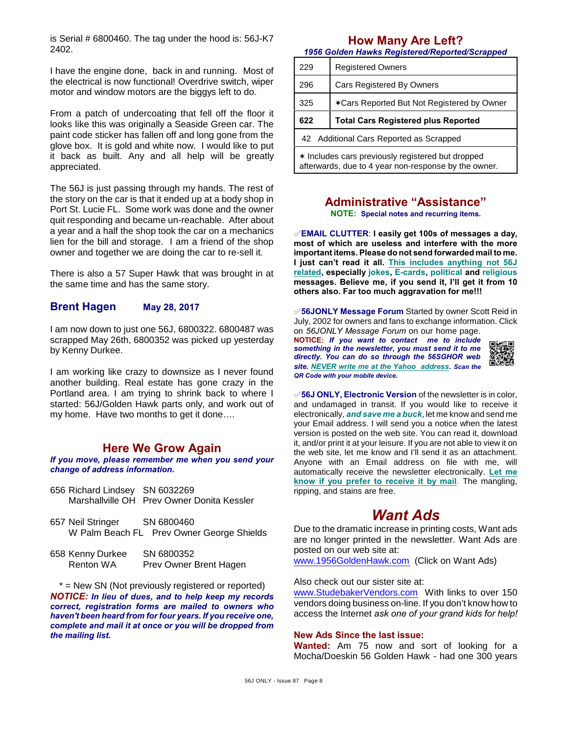is Serial # 6800460. The tag under the hood is: 56J-K7 2402.

I have the engine done, back in and running. Most of the electrical is now functional! Overdrive switch, wiper motor and window motors are the biggys left to do.

From a patch of undercoating that fell off the floor it looks like this was originally a Seaside Green car. The paint code sticker has fallen off and long gone from the glove box. It is gold and white now. I would like to put it back as built. Any and all help will be greatly appreciated.

The 56J is just passing through my hands. The rest of the story on the car is that it ended up at a body shop in Port St. Lucie FL. Some work was done and the owner quit responding and became un-reachable. After about a year and a half the shop took the car on a mechanics lien for the bill and storage. I am a friend of the shop owner and together we are doing the car to re-sell it.

There is also a 57 Super Hawk that was brought in at the same time and has the same story.

## Brent Hagen — May 28, 2017

I am now down to just one 56J, 6800322. 6800487 was scrapped May 26th, 6800352 was picked up yesterday by Kenny Durkee.

I am working like crazy to downsize as I never found another building. Real estate has gone crazy in the Portland area. I am trying to shrink back to where I started: 56J/Golden Hawk parts only, and work out of my home. Have two months to get it done….

## Here We Grow Again

***If you move, please remember me when you send your change of address information.***

656 Richard Lindsey — SN 6032269
Marshallville OH — Prev Owner Donita Kessler

657 Neil Stringer — SN 6800460
W Palm Beach FL — Prev Owner George Shields

658 Kenny Durkee — SN 6800352
Renton WA — Prev Owner Brent Hagen

\* = New SN (Not previously registered or reported)

***NOTICE: In lieu of dues, and to help keep my records correct, registration forms are mailed to owners who haven't been heard from for four years. If you receive one, complete and mail it at once or you will be dropped from the mailing list.***

## How Many Are Left?

***1956 Golden Hawks Registered/Reported/Scrapped***

| | |
|---|---|
| 229 | Registered Owners |
| 296 | Cars Registered By Owners |
| 325 | ✶Cars Reported But Not Registered by Owner |
| **622** | **Total Cars Registered plus Reported** |
| 42 Additional Cars Reported as Scrapped | |
| ✶ Includes cars previously registered but dropped afterwards, due to 4 year non-response by the owner. | |

## Administrative "Assistance"

**NOTE: Special notes and recurring items.**

✓**EMAIL CLUTTER: I easily get 100s of messages a day, most of which are useless and interfere with the more important items. Please do not send forwarded mail to me. I just can't read it all. This includes anything not 56J related, especially jokes, E-cards, political and religious messages. Believe me, if you send it, I'll get it from 10 others also. Far too much aggravation for me!!!**

✓**56JONLY Message Forum** Started by owner Scott Reid in July, 2002 for owners and fans to exchange information. Click on *56JONLY Message Forum* on our home page.
***NOTICE: If you want to contact me to include something in the newsletter, you must send it to me directly. You can do so through the 56SGHOR web site. NEVER write me at the Yahoo address. Scan the QR Code with your mobile device.***

✓**56J ONLY, Electronic Version** of the newsletter is in color, and undamaged in transit. If you would like to receive it electronically, ***and save me a buck***, let me know and send me your Email address. I will send you a notice when the latest version is posted on the web site. You can read it, download it, and/or print it at your leisure. If you are not able to view it on the web site, let me know and I'll send it as an attachment. Anyone with an Email address on file with me, will automatically receive the newsletter electronically. **Let me know if you prefer to receive it by mail**. The mangling, ripping, and stains are free.

## *Want Ads*

Due to the dramatic increase in printing costs, Want ads are no longer printed in the newsletter. Want Ads are posted on our web site at:
www.1956GoldenHawk.com (Click on Want Ads)

Also check out our sister site at:
www.StudebakerVendors.com With links to over 150 vendors doing business on-line. If you don't know how to access the Internet *ask one of your grand kids for help!*

**New Ads Since the last issue:**
**Wanted:** Am 75 now and sort of looking for a Mocha/Doeskin 56 Golden Hawk - had one 300 years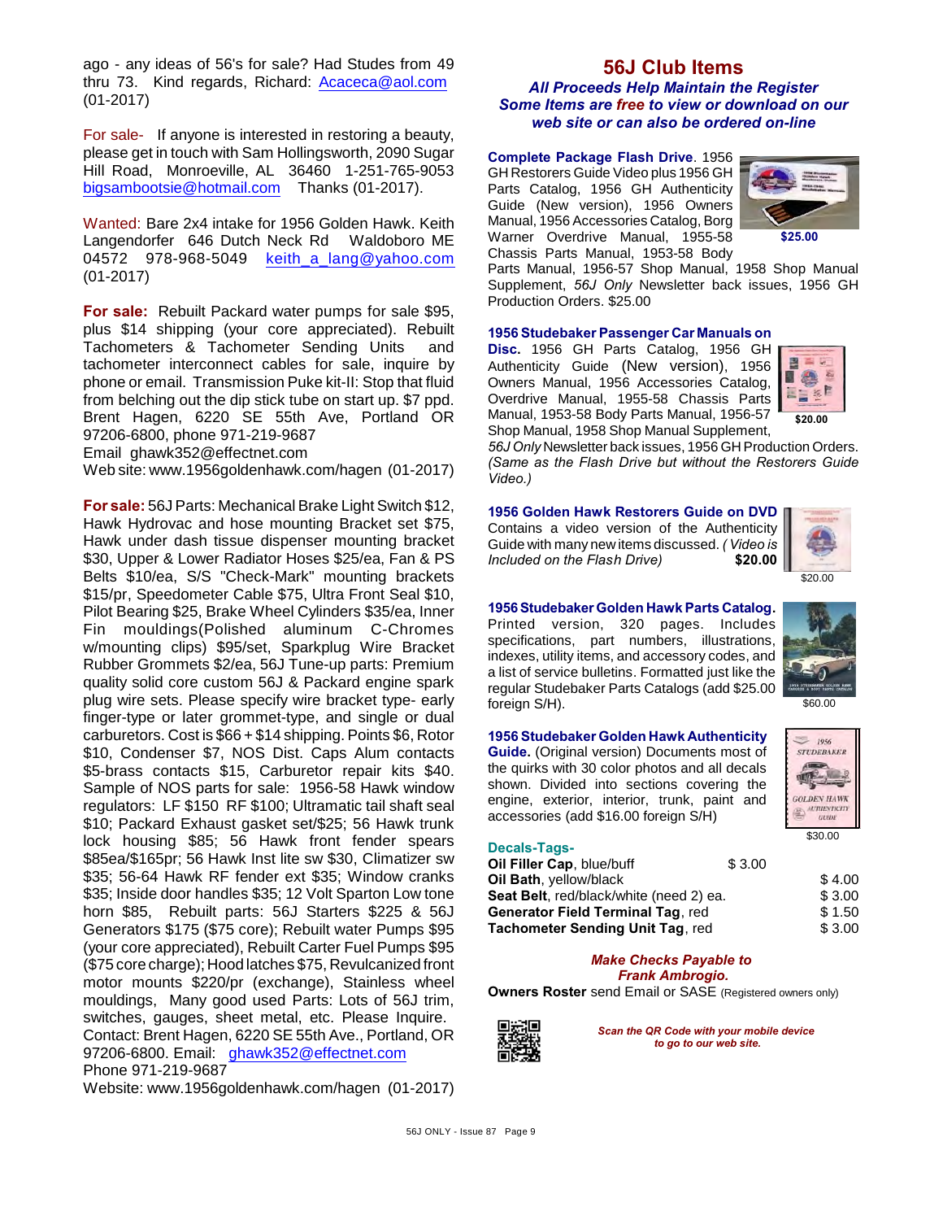ago - any ideas of 56's for sale? Had Studes from 49 thru 73. Kind regards, Richard: Acaceca@aol.com (01-2017)

For sale- If anyone is interested in restoring a beauty, please get in touch with Sam Hollingsworth, 2090 Sugar Hill Road, Monroeville, AL 36460 1-251-765-9053 bigsambootsie@hotmail.com Thanks (01-2017).

Wanted: Bare 2x4 intake for 1956 Golden Hawk. Keith Langendorfer 646 Dutch Neck Rd Waldoboro ME 04572 978-968-5049 keith_a_lang@yahoo.com (01-2017)

**For sale:** Rebuilt Packard water pumps for sale $95, plus $14 shipping (your core appreciated). Rebuilt Tachometers & Tachometer Sending Units and tachometer interconnect cables for sale, inquire by phone or email. Transmission Puke kit-II: Stop that fluid from belching out the dip stick tube on start up. $7 ppd. Brent Hagen, 6220 SE 55th Ave, Portland OR 97206-6800, phone 971-219-9687
Email ghawk352@effectnet.com
Web site: www.1956goldenhawk.com/hagen (01-2017)

**For sale:** 56J Parts: Mechanical Brake Light Switch $12, Hawk Hydrovac and hose mounting Bracket set $75, Hawk under dash tissue dispenser mounting bracket $30, Upper & Lower Radiator Hoses $25/ea, Fan & PS Belts $10/ea, S/S "Check-Mark" mounting brackets $15/pr, Speedometer Cable $75, Ultra Front Seal $10, Pilot Bearing $25, Brake Wheel Cylinders $35/ea, Inner Fin mouldings(Polished aluminum C-Chromes w/mounting clips) $95/set, Sparkplug Wire Bracket Rubber Grommets $2/ea, 56J Tune-up parts: Premium quality solid core custom 56J & Packard engine spark plug wire sets. Please specify wire bracket type- early finger-type or later grommet-type, and single or dual carburetors. Cost is $66 + $14 shipping. Points $6, Rotor $10, Condenser $7, NOS Dist. Caps Alum contacts $5-brass contacts $15, Carburetor repair kits $40. Sample of NOS parts for sale: 1956-58 Hawk window regulators: LF $150 RF $100; Ultramatic tail shaft seal $10; Packard Exhaust gasket set/$25; 56 Hawk trunk lock housing $85; 56 Hawk front fender spears $85ea/$165pr; 56 Hawk Inst lite sw $30, Climatizer sw $35; 56-64 Hawk RF fender ext $35; Window cranks $35; Inside door handles $35; 12 Volt Sparton Low tone horn $85, Rebuilt parts: 56J Starters $225 & 56J Generators $175 ($75 core); Rebuilt water Pumps $95 (your core appreciated), Rebuilt Carter Fuel Pumps $95 ($75 core charge); Hood latches $75, Revulcanized front motor mounts $220/pr (exchange), Stainless wheel mouldings, Many good used Parts: Lots of 56J trim, switches, gauges, sheet metal, etc. Please Inquire. Contact: Brent Hagen, 6220 SE 55th Ave., Portland, OR 97206-6800. Email: ghawk352@effectnet.com
Phone 971-219-9687
Website: www.1956goldenhawk.com/hagen (01-2017)

## 56J Club Items

***All Proceeds Help Maintain the Register***
***Some Items are free to view or download on our web site or can also be ordered on-line***

**Complete Package Flash Drive.** 1956 GH Restorers Guide Video plus 1956 GH Parts Catalog, 1956 GH Authenticity Guide (New version), 1956 Owners Manual, 1956 Accessories Catalog, Borg Warner Overdrive Manual, 1955-58 Chassis Parts Manual, 1953-58 Body Parts Manual, 1956-57 Shop Manual, 1958 Shop Manual Supplement, *56J Only* Newsletter back issues, 1956 GH Production Orders. $25.00

$25.00

**1956 Studebaker Passenger Car Manuals on Disc.** 1956 GH Parts Catalog, 1956 GH Authenticity Guide (New version), 1956 Owners Manual, 1956 Accessories Catalog, Overdrive Manual, 1955-58 Chassis Parts Manual, 1953-58 Body Parts Manual, 1956-57 Shop Manual, 1958 Shop Manual Supplement, *56J Only* Newsletter back issues, 1956 GH Production Orders. *(Same as the Flash Drive but without the Restorers Guide Video.)*

$20.00

**1956 Golden Hawk Restorers Guide on DVD** Contains a video version of the Authenticity Guide with many new items discussed. *( Video is Included on the Flash Drive)* **$20.00**

$20.00

**1956 Studebaker Golden Hawk Parts Catalog.** Printed version, 320 pages. Includes specifications, part numbers, illustrations, indexes, utility items, and accessory codes, and a list of service bulletins. Formatted just like the regular Studebaker Parts Catalogs (add $25.00 foreign S/H).

$60.00

**1956 Studebaker Golden Hawk Authenticity Guide.** (Original version) Documents most of the quirks with 30 color photos and all decals shown. Divided into sections covering the engine, exterior, interior, trunk, paint and accessories (add $16.00 foreign S/H)

$30.00

**Decals-Tags-**

| | |
|---|---|
| **Oil Filler Cap**, blue/buff | $ 3.00 |
| **Oil Bath**, yellow/black | $ 4.00 |
| **Seat Belt**, red/black/white (need 2) ea. | $ 3.00 |
| **Generator Field Terminal Tag**, red | $ 1.50 |
| **Tachometer Sending Unit Tag**, red | $ 3.00 |

***Make Checks Payable to Frank Ambrogio.***

**Owners Roster** send Email or SASE (Registered owners only)

***Scan the QR Code with your mobile device to go to our web site.***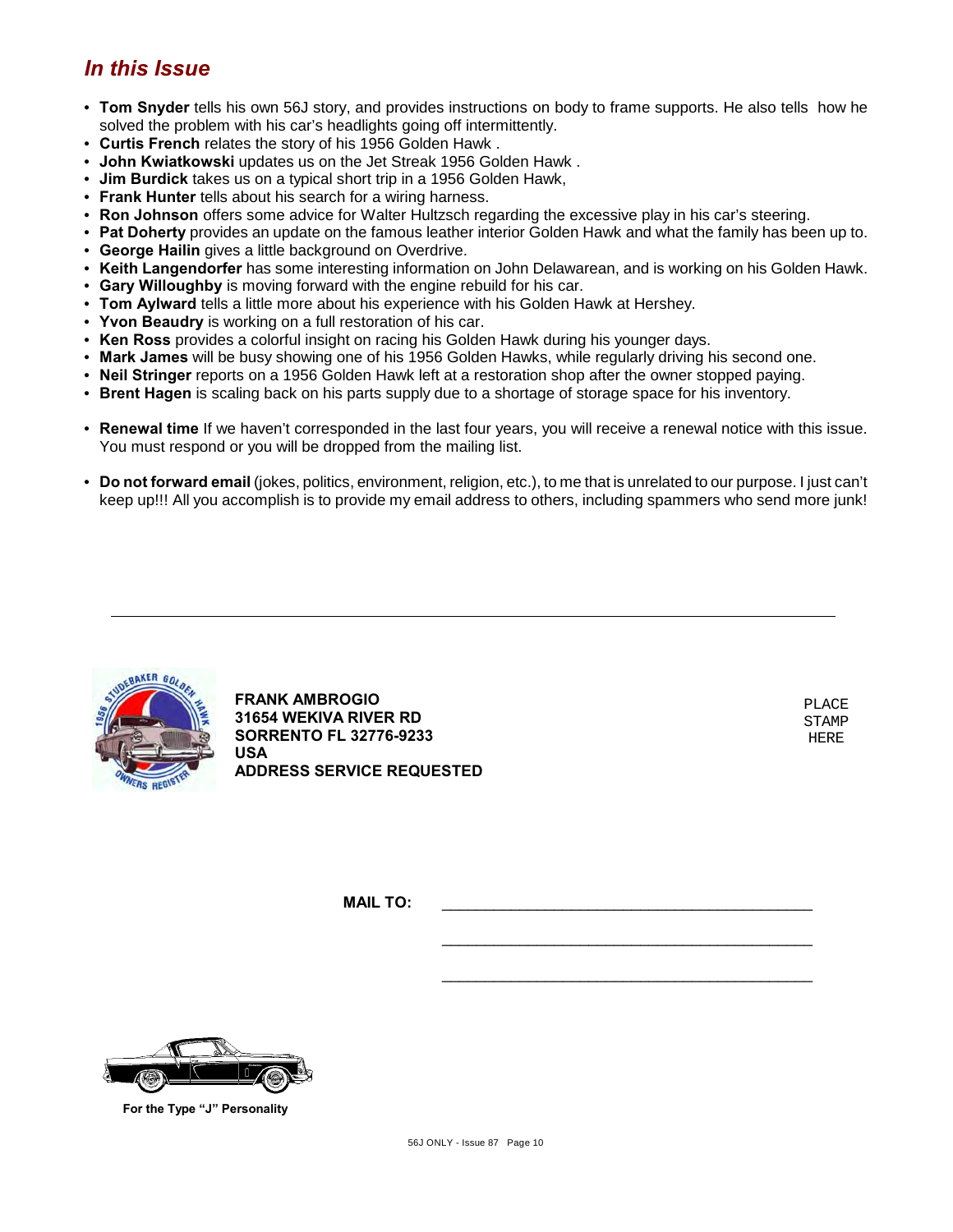## *In this Issue*

- **Tom Snyder** tells his own 56J story, and provides instructions on body to frame supports. He also tells how he solved the problem with his car's headlights going off intermittently.
- **Curtis French** relates the story of his 1956 Golden Hawk .
- **John Kwiatkowski** updates us on the Jet Streak 1956 Golden Hawk .
- **Jim Burdick** takes us on a typical short trip in a 1956 Golden Hawk,
- **Frank Hunter** tells about his search for a wiring harness.
- **Ron Johnson** offers some advice for Walter Hultzsch regarding the excessive play in his car's steering.
- **Pat Doherty** provides an update on the famous leather interior Golden Hawk and what the family has been up to.
- **George Hailin** gives a little background on Overdrive.
- **Keith Langendorfer** has some interesting information on John Delawarean, and is working on his Golden Hawk.
- **Gary Willoughby** is moving forward with the engine rebuild for his car.
- **Tom Aylward** tells a little more about his experience with his Golden Hawk at Hershey.
- **Yvon Beaudry** is working on a full restoration of his car.
- **Ken Ross** provides a colorful insight on racing his Golden Hawk during his younger days.
- **Mark James** will be busy showing one of his 1956 Golden Hawks, while regularly driving his second one.
- **Neil Stringer** reports on a 1956 Golden Hawk left at a restoration shop after the owner stopped paying.
- **Brent Hagen** is scaling back on his parts supply due to a shortage of storage space for his inventory.

- **Renewal time** If we haven't corresponded in the last four years, you will receive a renewal notice with this issue. You must respond or you will be dropped from the mailing list.

- **Do not forward email** (jokes, politics, environment, religion, etc.), to me that is unrelated to our purpose. I just can't keep up!!! All you accomplish is to provide my email address to others, including spammers who send more junk!

---

1956 STUDEBAKER GOLDEN HAWK OWNERS REGISTER

**FRANK AMBROGIO**
**31654 WEKIVA RIVER RD**
**SORRENTO FL 32776-9233**
**USA**
**ADDRESS SERVICE REQUESTED**

PLACE STAMP HERE

**MAIL TO:** ______________________________________

______________________________________

______________________________________

**For the Type "J" Personality**